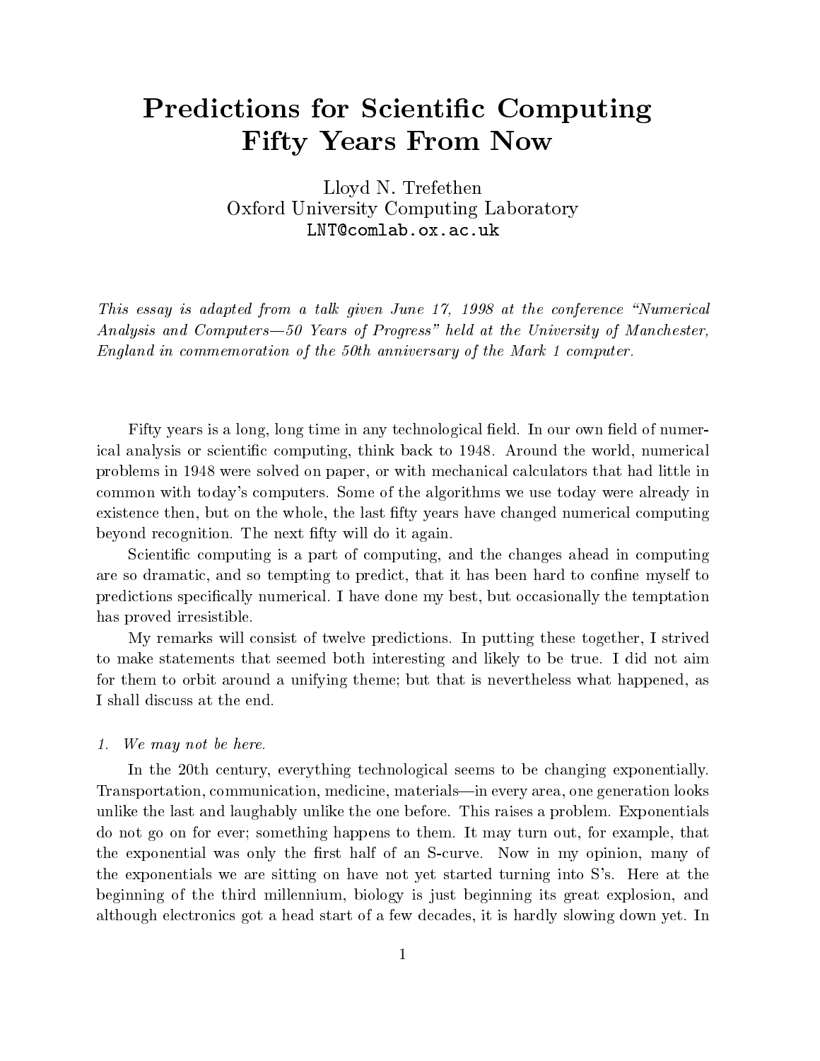# Predictions for Scientific Computing Fifty Years From Now

Lloyd N. Trefethen
Oxford University Computing Laboratory
LNT@comlab.ox.ac.uk

*This essay is adapted from a talk given June 17, 1998 at the conference "Numerical Analysis and Computers—50 Years of Progress" held at the University of Manchester, England in commemoration of the 50th anniversary of the Mark 1 computer.*

Fifty years is a long, long time in any technological field. In our own field of numerical analysis or scientific computing, think back to 1948. Around the world, numerical problems in 1948 were solved on paper, or with mechanical calculators that had little in common with today's computers. Some of the algorithms we use today were already in existence then, but on the whole, the last fifty years have changed numerical computing beyond recognition. The next fifty will do it again.

Scientific computing is a part of computing, and the changes ahead in computing are so dramatic, and so tempting to predict, that it has been hard to confine myself to predictions specifically numerical. I have done my best, but occasionally the temptation has proved irresistible.

My remarks will consist of twelve predictions. In putting these together, I strived to make statements that seemed both interesting and likely to be true. I did not aim for them to orbit around a unifying theme; but that is nevertheless what happened, as I shall discuss at the end.

*1. We may not be here.*

In the 20th century, everything technological seems to be changing exponentially. Transportation, communication, medicine, materials—in every area, one generation looks unlike the last and laughably unlike the one before. This raises a problem. Exponentials do not go on for ever; something happens to them. It may turn out, for example, that the exponential was only the first half of an S-curve. Now in my opinion, many of the exponentials we are sitting on have not yet started turning into S's. Here at the beginning of the third millennium, biology is just beginning its great explosion, and although electronics got a head start of a few decades, it is hardly slowing down yet. In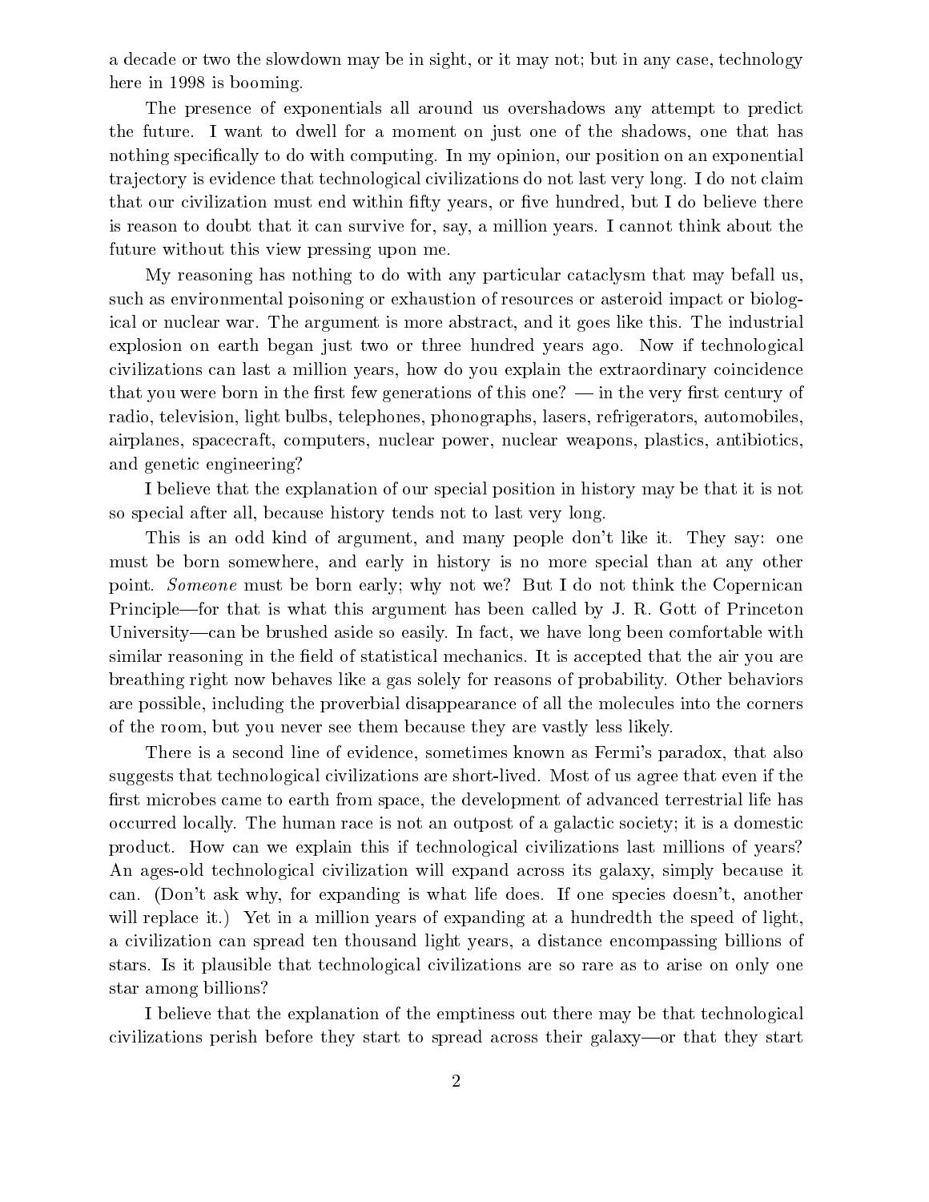a decade or two the slowdown may be in sight, or it may not; but in any case, technology here in 1998 is booming.

The presence of exponentials all around us overshadows any attempt to predict the future. I want to dwell for a moment on just one of the shadows, one that has nothing specifically to do with computing. In my opinion, our position on an exponential trajectory is evidence that technological civilizations do not last very long. I do not claim that our civilization must end within fifty years, or five hundred, but I do believe there is reason to doubt that it can survive for, say, a million years. I cannot think about the future without this view pressing upon me.

My reasoning has nothing to do with any particular cataclysm that may befall us, such as environmental poisoning or exhaustion of resources or asteroid impact or biological or nuclear war. The argument is more abstract, and it goes like this. The industrial explosion on earth began just two or three hundred years ago. Now if technological civilizations can last a million years, how do you explain the extraordinary coincidence that you were born in the first few generations of this one? — in the very first century of radio, television, light bulbs, telephones, phonographs, lasers, refrigerators, automobiles, airplanes, spacecraft, computers, nuclear power, nuclear weapons, plastics, antibiotics, and genetic engineering?

I believe that the explanation of our special position in history may be that it is not so special after all, because history tends not to last very long.

This is an odd kind of argument, and many people don't like it. They say: one must be born somewhere, and early in history is no more special than at any other point. *Someone* must be born early; why not we? But I do not think the Copernican Principle—for that is what this argument has been called by J. R. Gott of Princeton University—can be brushed aside so easily. In fact, we have long been comfortable with similar reasoning in the field of statistical mechanics. It is accepted that the air you are breathing right now behaves like a gas solely for reasons of probability. Other behaviors are possible, including the proverbial disappearance of all the molecules into the corners of the room, but you never see them because they are vastly less likely.

There is a second line of evidence, sometimes known as Fermi's paradox, that also suggests that technological civilizations are short-lived. Most of us agree that even if the first microbes came to earth from space, the development of advanced terrestrial life has occurred locally. The human race is not an outpost of a galactic society; it is a domestic product. How can we explain this if technological civilizations last millions of years? An ages-old technological civilization will expand across its galaxy, simply because it can. (Don't ask why, for expanding is what life does. If one species doesn't, another will replace it.) Yet in a million years of expanding at a hundredth the speed of light, a civilization can spread ten thousand light years, a distance encompassing billions of stars. Is it plausible that technological civilizations are so rare as to arise on only one star among billions?

I believe that the explanation of the emptiness out there may be that technological civilizations perish before they start to spread across their galaxy—or that they start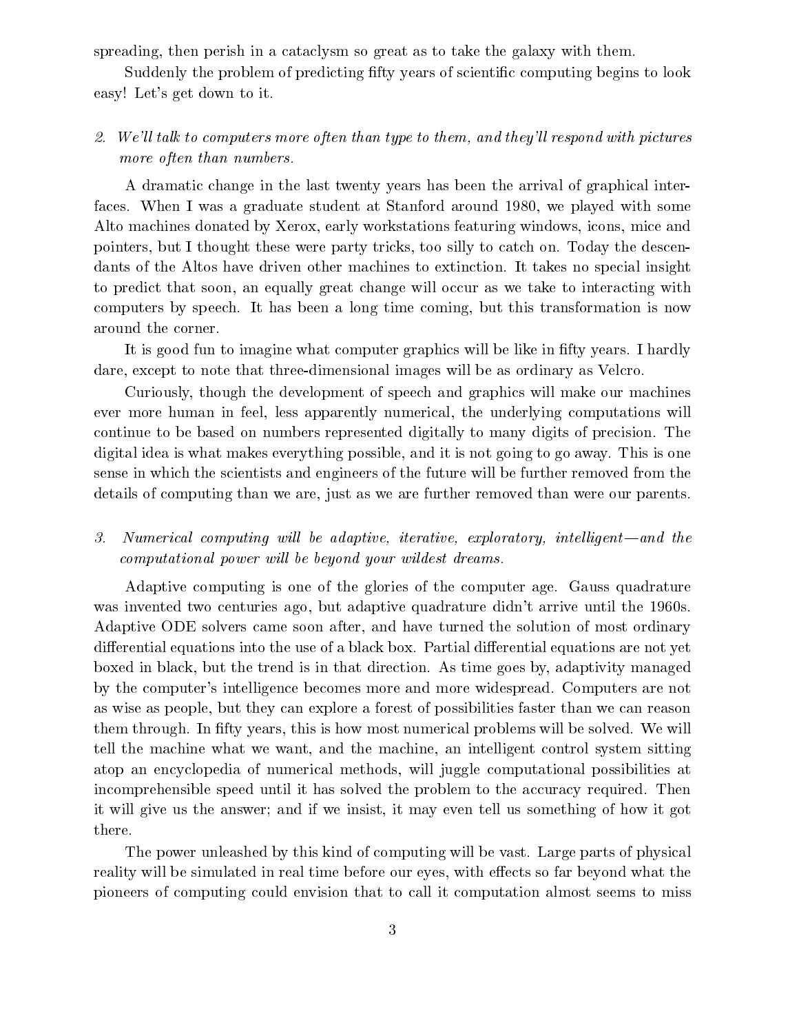spreading, then perish in a cataclysm so great as to take the galaxy with them.

Suddenly the problem of predicting fifty years of scientific computing begins to look easy! Let's get down to it.

*2. We'll talk to computers more often than type to them, and they'll respond with pictures more often than numbers.*

A dramatic change in the last twenty years has been the arrival of graphical interfaces. When I was a graduate student at Stanford around 1980, we played with some Alto machines donated by Xerox, early workstations featuring windows, icons, mice and pointers, but I thought these were party tricks, too silly to catch on. Today the descendants of the Altos have driven other machines to extinction. It takes no special insight to predict that soon, an equally great change will occur as we take to interacting with computers by speech. It has been a long time coming, but this transformation is now around the corner.

It is good fun to imagine what computer graphics will be like in fifty years. I hardly dare, except to note that three-dimensional images will be as ordinary as Velcro.

Curiously, though the development of speech and graphics will make our machines ever more human in feel, less apparently numerical, the underlying computations will continue to be based on numbers represented digitally to many digits of precision. The digital idea is what makes everything possible, and it is not going to go away. This is one sense in which the scientists and engineers of the future will be further removed from the details of computing than we are, just as we are further removed than were our parents.

*3. Numerical computing will be adaptive, iterative, exploratory, intelligent—and the computational power will be beyond your wildest dreams.*

Adaptive computing is one of the glories of the computer age. Gauss quadrature was invented two centuries ago, but adaptive quadrature didn't arrive until the 1960s. Adaptive ODE solvers came soon after, and have turned the solution of most ordinary differential equations into the use of a black box. Partial differential equations are not yet boxed in black, but the trend is in that direction. As time goes by, adaptivity managed by the computer's intelligence becomes more and more widespread. Computers are not as wise as people, but they can explore a forest of possibilities faster than we can reason them through. In fifty years, this is how most numerical problems will be solved. We will tell the machine what we want, and the machine, an intelligent control system sitting atop an encyclopedia of numerical methods, will juggle computational possibilities at incomprehensible speed until it has solved the problem to the accuracy required. Then it will give us the answer; and if we insist, it may even tell us something of how it got there.

The power unleashed by this kind of computing will be vast. Large parts of physical reality will be simulated in real time before our eyes, with effects so far beyond what the pioneers of computing could envision that to call it computation almost seems to miss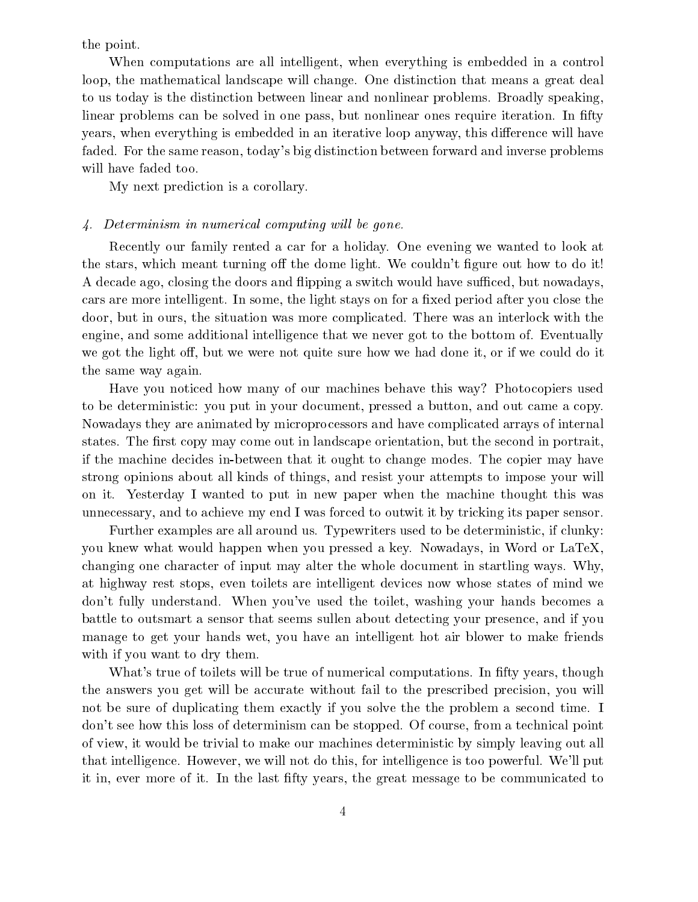the point.

When computations are all intelligent, when everything is embedded in a control loop, the mathematical landscape will change. One distinction that means a great deal to us today is the distinction between linear and nonlinear problems. Broadly speaking, linear problems can be solved in one pass, but nonlinear ones require iteration. In fifty years, when everything is embedded in an iterative loop anyway, this difference will have faded. For the same reason, today's big distinction between forward and inverse problems will have faded too.

My next prediction is a corollary.

*4. Determinism in numerical computing will be gone.*

Recently our family rented a car for a holiday. One evening we wanted to look at the stars, which meant turning off the dome light. We couldn't figure out how to do it! A decade ago, closing the doors and flipping a switch would have sufficed, but nowadays, cars are more intelligent. In some, the light stays on for a fixed period after you close the door, but in ours, the situation was more complicated. There was an interlock with the engine, and some additional intelligence that we never got to the bottom of. Eventually we got the light off, but we were not quite sure how we had done it, or if we could do it the same way again.

Have you noticed how many of our machines behave this way? Photocopiers used to be deterministic: you put in your document, pressed a button, and out came a copy. Nowadays they are animated by microprocessors and have complicated arrays of internal states. The first copy may come out in landscape orientation, but the second in portrait, if the machine decides in-between that it ought to change modes. The copier may have strong opinions about all kinds of things, and resist your attempts to impose your will on it. Yesterday I wanted to put in new paper when the machine thought this was unnecessary, and to achieve my end I was forced to outwit it by tricking its paper sensor.

Further examples are all around us. Typewriters used to be deterministic, if clunky: you knew what would happen when you pressed a key. Nowadays, in Word or LaTeX, changing one character of input may alter the whole document in startling ways. Why, at highway rest stops, even toilets are intelligent devices now whose states of mind we don't fully understand. When you've used the toilet, washing your hands becomes a battle to outsmart a sensor that seems sullen about detecting your presence, and if you manage to get your hands wet, you have an intelligent hot air blower to make friends with if you want to dry them.

What's true of toilets will be true of numerical computations. In fifty years, though the answers you get will be accurate without fail to the prescribed precision, you will not be sure of duplicating them exactly if you solve the the problem a second time. I don't see how this loss of determinism can be stopped. Of course, from a technical point of view, it would be trivial to make our machines deterministic by simply leaving out all that intelligence. However, we will not do this, for intelligence is too powerful. We'll put it in, ever more of it. In the last fifty years, the great message to be communicated to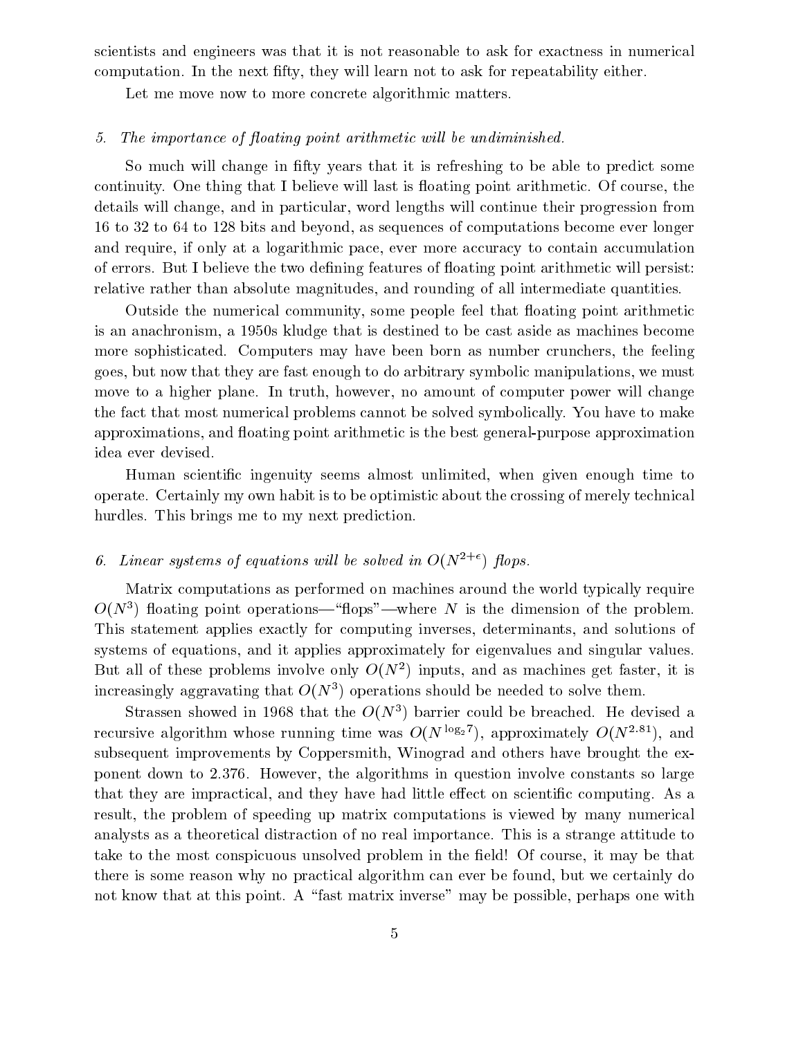scientists and engineers was that it is not reasonable to ask for exactness in numerical computation. In the next fifty, they will learn not to ask for repeatability either.

Let me move now to more concrete algorithmic matters.

### *5. The importance of floating point arithmetic will be undiminished.*

So much will change in fifty years that it is refreshing to be able to predict some continuity. One thing that I believe will last is floating point arithmetic. Of course, the details will change, and in particular, word lengths will continue their progression from 16 to 32 to 64 to 128 bits and beyond, as sequences of computations become ever longer and require, if only at a logarithmic pace, ever more accuracy to contain accumulation of errors. But I believe the two defining features of floating point arithmetic will persist: relative rather than absolute magnitudes, and rounding of all intermediate quantities.

Outside the numerical community, some people feel that floating point arithmetic is an anachronism, a 1950s kludge that is destined to be cast aside as machines become more sophisticated. Computers may have been born as number crunchers, the feeling goes, but now that they are fast enough to do arbitrary symbolic manipulations, we must move to a higher plane. In truth, however, no amount of computer power will change the fact that most numerical problems cannot be solved symbolically. You have to make approximations, and floating point arithmetic is the best general-purpose approximation idea ever devised.

Human scientific ingenuity seems almost unlimited, when given enough time to operate. Certainly my own habit is to be optimistic about the crossing of merely technical hurdles. This brings me to my next prediction.

### *6. Linear systems of equations will be solved in $O(N^{2+\epsilon})$ flops.*

Matrix computations as performed on machines around the world typically require $O(N^3)$ floating point operations—"flops"—where $N$ is the dimension of the problem. This statement applies exactly for computing inverses, determinants, and solutions of systems of equations, and it applies approximately for eigenvalues and singular values. But all of these problems involve only $O(N^2)$ inputs, and as machines get faster, it is increasingly aggravating that $O(N^3)$ operations should be needed to solve them.

Strassen showed in 1968 that the $O(N^3)$ barrier could be breached. He devised a recursive algorithm whose running time was $O(N^{\log_2 7})$, approximately $O(N^{2.81})$, and subsequent improvements by Coppersmith, Winograd and others have brought the exponent down to 2.376. However, the algorithms in question involve constants so large that they are impractical, and they have had little effect on scientific computing. As a result, the problem of speeding up matrix computations is viewed by many numerical analysts as a theoretical distraction of no real importance. This is a strange attitude to take to the most conspicuous unsolved problem in the field! Of course, it may be that there is some reason why no practical algorithm can ever be found, but we certainly do not know that at this point. A "fast matrix inverse" may be possible, perhaps one with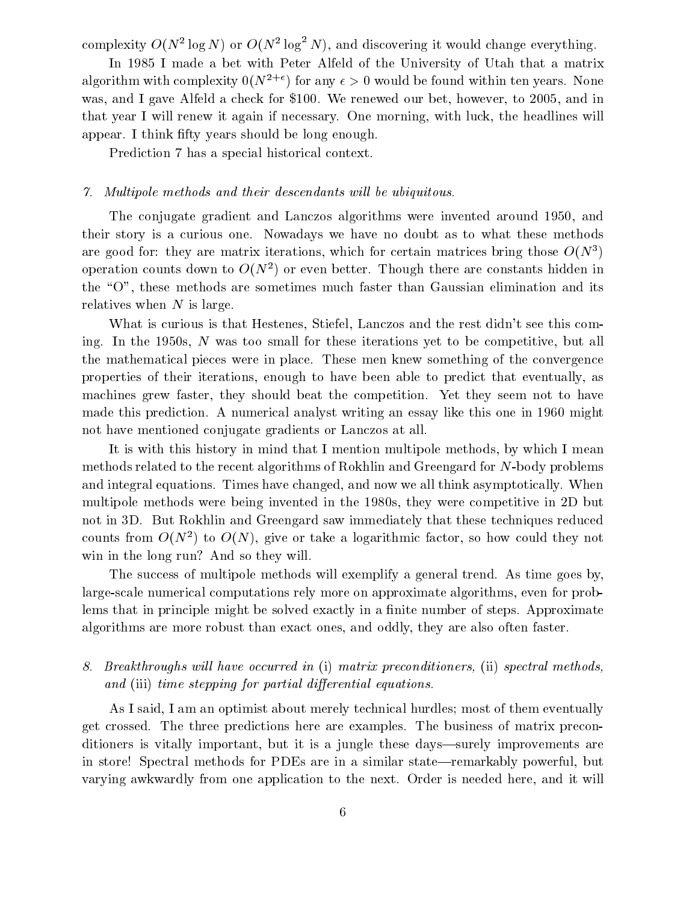complexity $O(N^2 \log N)$ or $O(N^2 \log^2 N)$, and discovering it would change everything.

In 1985 I made a bet with Peter Alfeld of the University of Utah that a matrix algorithm with complexity $0(N^{2+\epsilon})$ for any $\epsilon > 0$ would be found within ten years. None was, and I gave Alfeld a check for \$100. We renewed our bet, however, to 2005, and in that year I will renew it again if necessary. One morning, with luck, the headlines will appear. I think fifty years should be long enough.

Prediction 7 has a special historical context.

*7. Multipole methods and their descendants will be ubiquitous.*

The conjugate gradient and Lanczos algorithms were invented around 1950, and their story is a curious one. Nowadays we have no doubt as to what these methods are good for: they are matrix iterations, which for certain matrices bring those $O(N^3)$ operation counts down to $O(N^2)$ or even better. Though there are constants hidden in the "O", these methods are sometimes much faster than Gaussian elimination and its relatives when $N$ is large.

What is curious is that Hestenes, Stiefel, Lanczos and the rest didn't see this coming. In the 1950s, $N$ was too small for these iterations yet to be competitive, but all the mathematical pieces were in place. These men knew something of the convergence properties of their iterations, enough to have been able to predict that eventually, as machines grew faster, they should beat the competition. Yet they seem not to have made this prediction. A numerical analyst writing an essay like this one in 1960 might not have mentioned conjugate gradients or Lanczos at all.

It is with this history in mind that I mention multipole methods, by which I mean methods related to the recent algorithms of Rokhlin and Greengard for $N$-body problems and integral equations. Times have changed, and now we all think asymptotically. When multipole methods were being invented in the 1980s, they were competitive in 2D but not in 3D. But Rokhlin and Greengard saw immediately that these techniques reduced counts from $O(N^2)$ to $O(N)$, give or take a logarithmic factor, so how could they not win in the long run? And so they will.

The success of multipole methods will exemplify a general trend. As time goes by, large-scale numerical computations rely more on approximate algorithms, even for problems that in principle might be solved exactly in a finite number of steps. Approximate algorithms are more robust than exact ones, and oddly, they are also often faster.

*8. Breakthroughs will have occurred in* (i) *matrix preconditioners,* (ii) *spectral methods, and* (iii) *time stepping for partial differential equations.*

As I said, I am an optimist about merely technical hurdles; most of them eventually get crossed. The three predictions here are examples. The business of matrix preconditioners is vitally important, but it is a jungle these days—surely improvements are in store! Spectral methods for PDEs are in a similar state—remarkably powerful, but varying awkwardly from one application to the next. Order is needed here, and it will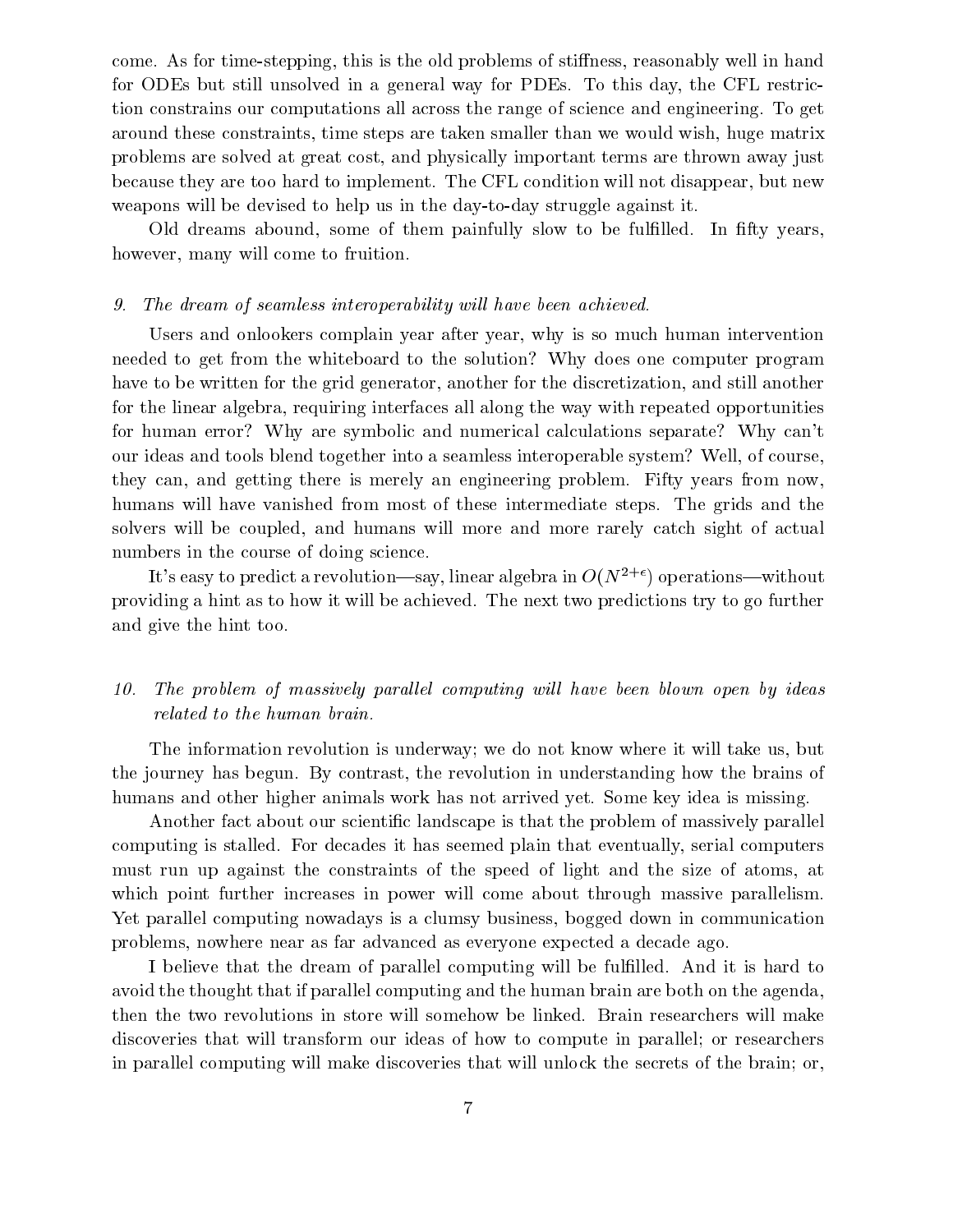come. As for time-stepping, this is the old problems of stiffness, reasonably well in hand for ODEs but still unsolved in a general way for PDEs. To this day, the CFL restriction constrains our computations all across the range of science and engineering. To get around these constraints, time steps are taken smaller than we would wish, huge matrix problems are solved at great cost, and physically important terms are thrown away just because they are too hard to implement. The CFL condition will not disappear, but new weapons will be devised to help us in the day-to-day struggle against it.

Old dreams abound, some of them painfully slow to be fulfilled. In fifty years, however, many will come to fruition.

*9. The dream of seamless interoperability will have been achieved.*

Users and onlookers complain year after year, why is so much human intervention needed to get from the whiteboard to the solution? Why does one computer program have to be written for the grid generator, another for the discretization, and still another for the linear algebra, requiring interfaces all along the way with repeated opportunities for human error? Why are symbolic and numerical calculations separate? Why can't our ideas and tools blend together into a seamless interoperable system? Well, of course, they can, and getting there is merely an engineering problem. Fifty years from now, humans will have vanished from most of these intermediate steps. The grids and the solvers will be coupled, and humans will more and more rarely catch sight of actual numbers in the course of doing science.

It's easy to predict a revolution—say, linear algebra in $O(N^{2+\epsilon})$ operations—without providing a hint as to how it will be achieved. The next two predictions try to go further and give the hint too.

*10. The problem of massively parallel computing will have been blown open by ideas related to the human brain.*

The information revolution is underway; we do not know where it will take us, but the journey has begun. By contrast, the revolution in understanding how the brains of humans and other higher animals work has not arrived yet. Some key idea is missing.

Another fact about our scientific landscape is that the problem of massively parallel computing is stalled. For decades it has seemed plain that eventually, serial computers must run up against the constraints of the speed of light and the size of atoms, at which point further increases in power will come about through massive parallelism. Yet parallel computing nowadays is a clumsy business, bogged down in communication problems, nowhere near as far advanced as everyone expected a decade ago.

I believe that the dream of parallel computing will be fulfilled. And it is hard to avoid the thought that if parallel computing and the human brain are both on the agenda, then the two revolutions in store will somehow be linked. Brain researchers will make discoveries that will transform our ideas of how to compute in parallel; or researchers in parallel computing will make discoveries that will unlock the secrets of the brain; or,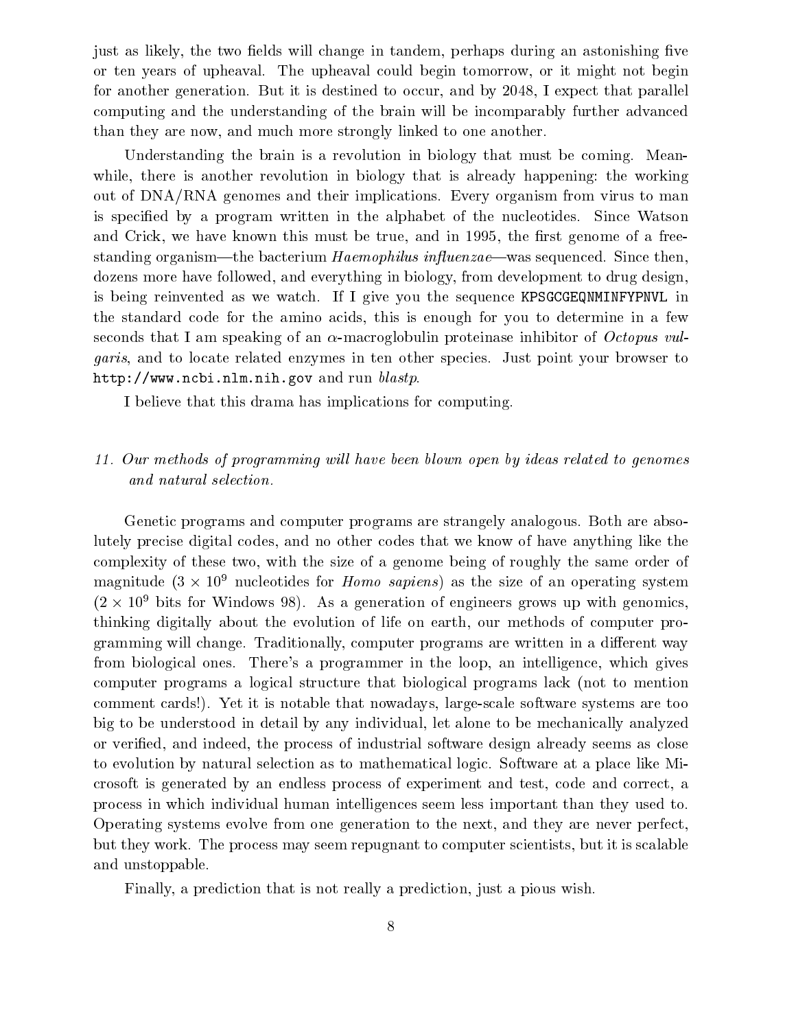just as likely, the two fields will change in tandem, perhaps during an astonishing five or ten years of upheaval. The upheaval could begin tomorrow, or it might not begin for another generation. But it is destined to occur, and by 2048, I expect that parallel computing and the understanding of the brain will be incomparably further advanced than they are now, and much more strongly linked to one another.

Understanding the brain is a revolution in biology that must be coming. Meanwhile, there is another revolution in biology that is already happening: the working out of DNA/RNA genomes and their implications. Every organism from virus to man is specified by a program written in the alphabet of the nucleotides. Since Watson and Crick, we have known this must be true, and in 1995, the first genome of a free-standing organism—the bacterium *Haemophilus influenzae*—was sequenced. Since then, dozens more have followed, and everything in biology, from development to drug design, is being reinvented as we watch. If I give you the sequence `KPSGCGEQNMINFYPNVL` in the standard code for the amino acids, this is enough for you to determine in a few seconds that I am speaking of an $\alpha$-macroglobulin proteinase inhibitor of *Octopus vulgaris*, and to locate related enzymes in ten other species. Just point your browser to `http://www.ncbi.nlm.nih.gov` and run *blastp*.

I believe that this drama has implications for computing.

*11. Our methods of programming will have been blown open by ideas related to genomes and natural selection.*

Genetic programs and computer programs are strangely analogous. Both are absolutely precise digital codes, and no other codes that we know of have anything like the complexity of these two, with the size of a genome being of roughly the same order of magnitude ($3 \times 10^9$ nucleotides for *Homo sapiens*) as the size of an operating system ($2 \times 10^9$ bits for Windows 98). As a generation of engineers grows up with genomics, thinking digitally about the evolution of life on earth, our methods of computer programming will change. Traditionally, computer programs are written in a different way from biological ones. There's a programmer in the loop, an intelligence, which gives computer programs a logical structure that biological programs lack (not to mention comment cards!). Yet it is notable that nowadays, large-scale software systems are too big to be understood in detail by any individual, let alone to be mechanically analyzed or verified, and indeed, the process of industrial software design already seems as close to evolution by natural selection as to mathematical logic. Software at a place like Microsoft is generated by an endless process of experiment and test, code and correct, a process in which individual human intelligences seem less important than they used to. Operating systems evolve from one generation to the next, and they are never perfect, but they work. The process may seem repugnant to computer scientists, but it is scalable and unstoppable.

Finally, a prediction that is not really a prediction, just a pious wish.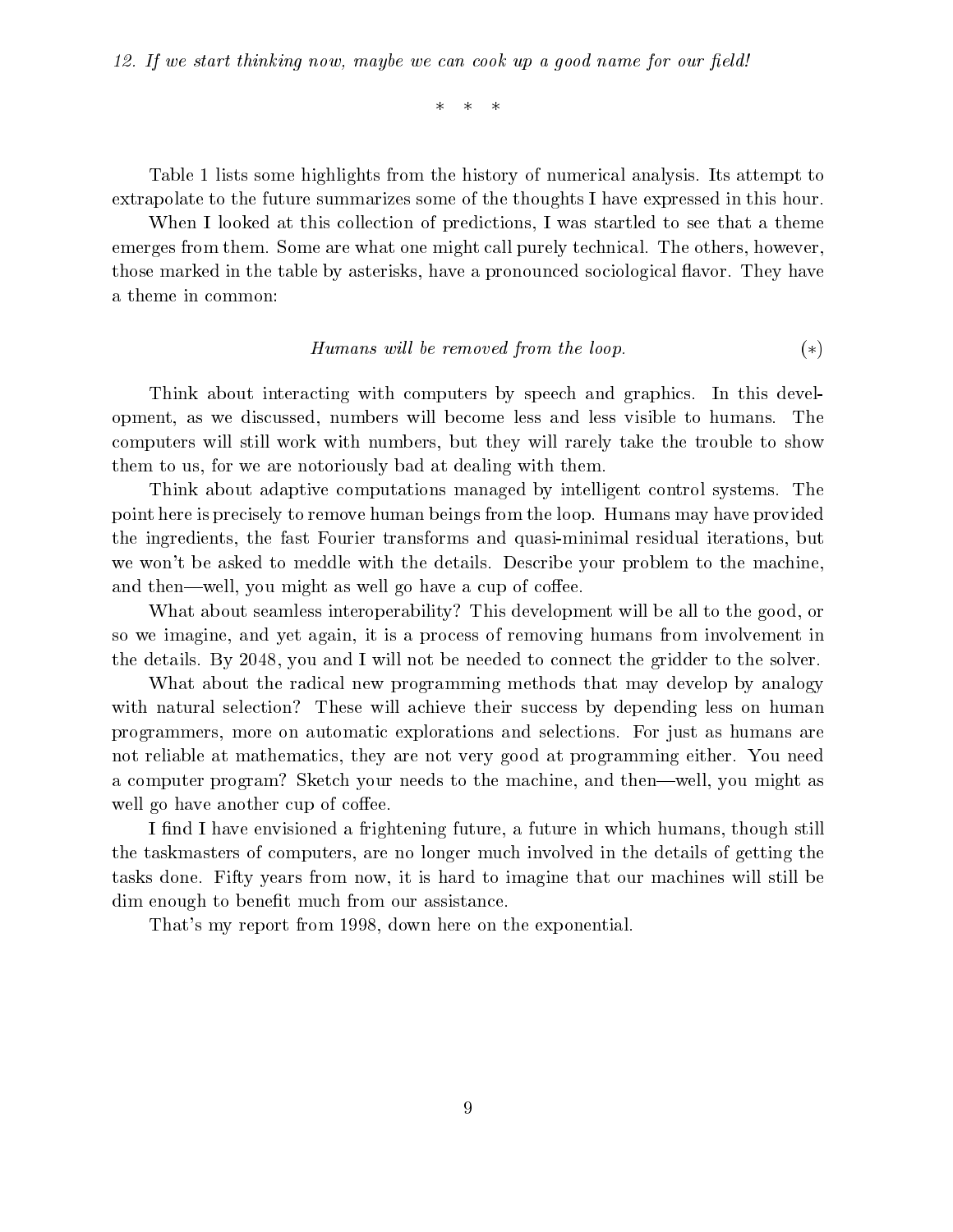*12. If we start thinking now, maybe we can cook up a good name for our field!*

\* \* \*

Table 1 lists some highlights from the history of numerical analysis. Its attempt to extrapolate to the future summarizes some of the thoughts I have expressed in this hour.

When I looked at this collection of predictions, I was startled to see that a theme emerges from them. Some are what one might call purely technical. The others, however, those marked in the table by asterisks, have a pronounced sociological flavor. They have a theme in common:

$$\textit{Humans will be removed from the loop.} \qquad (*)$$

Think about interacting with computers by speech and graphics. In this development, as we discussed, numbers will become less and less visible to humans. The computers will still work with numbers, but they will rarely take the trouble to show them to us, for we are notoriously bad at dealing with them.

Think about adaptive computations managed by intelligent control systems. The point here is precisely to remove human beings from the loop. Humans may have provided the ingredients, the fast Fourier transforms and quasi-minimal residual iterations, but we won't be asked to meddle with the details. Describe your problem to the machine, and then—well, you might as well go have a cup of coffee.

What about seamless interoperability? This development will be all to the good, or so we imagine, and yet again, it is a process of removing humans from involvement in the details. By 2048, you and I will not be needed to connect the gridder to the solver.

What about the radical new programming methods that may develop by analogy with natural selection? These will achieve their success by depending less on human programmers, more on automatic explorations and selections. For just as humans are not reliable at mathematics, they are not very good at programming either. You need a computer program? Sketch your needs to the machine, and then—well, you might as well go have another cup of coffee.

I find I have envisioned a frightening future, a future in which humans, though still the taskmasters of computers, are no longer much involved in the details of getting the tasks done. Fifty years from now, it is hard to imagine that our machines will still be dim enough to benefit much from our assistance.

That's my report from 1998, down here on the exponential.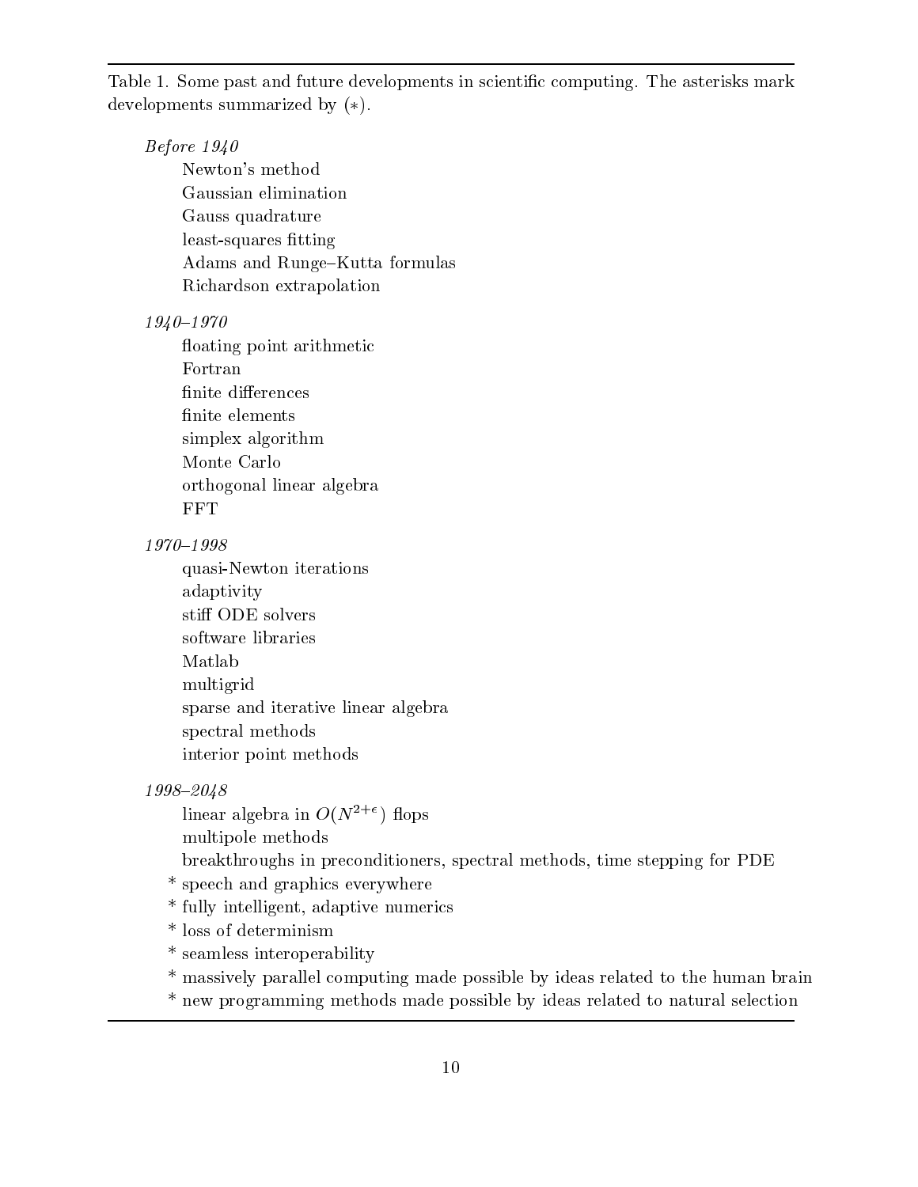Table 1. Some past and future developments in scientific computing. The asterisks mark developments summarized by $(*)$.

*Before 1940*

- Newton's method
- Gaussian elimination
- Gauss quadrature
- least-squares fitting
- Adams and Runge–Kutta formulas
- Richardson extrapolation

*1940–1970*

- floating point arithmetic
- Fortran
- finite differences
- finite elements
- simplex algorithm
- Monte Carlo
- orthogonal linear algebra
- FFT

*1970–1998*

- quasi-Newton iterations
- adaptivity
- stiff ODE solvers
- software libraries
- Matlab
- multigrid
- sparse and iterative linear algebra
- spectral methods
- interior point methods

*1998–2048*

- linear algebra in $O(N^{2+\epsilon})$ flops
- multipole methods
- breakthroughs in preconditioners, spectral methods, time stepping for PDE
- * speech and graphics everywhere
- * fully intelligent, adaptive numerics
- * loss of determinism
- * seamless interoperability
- * massively parallel computing made possible by ideas related to the human brain
- * new programming methods made possible by ideas related to natural selection